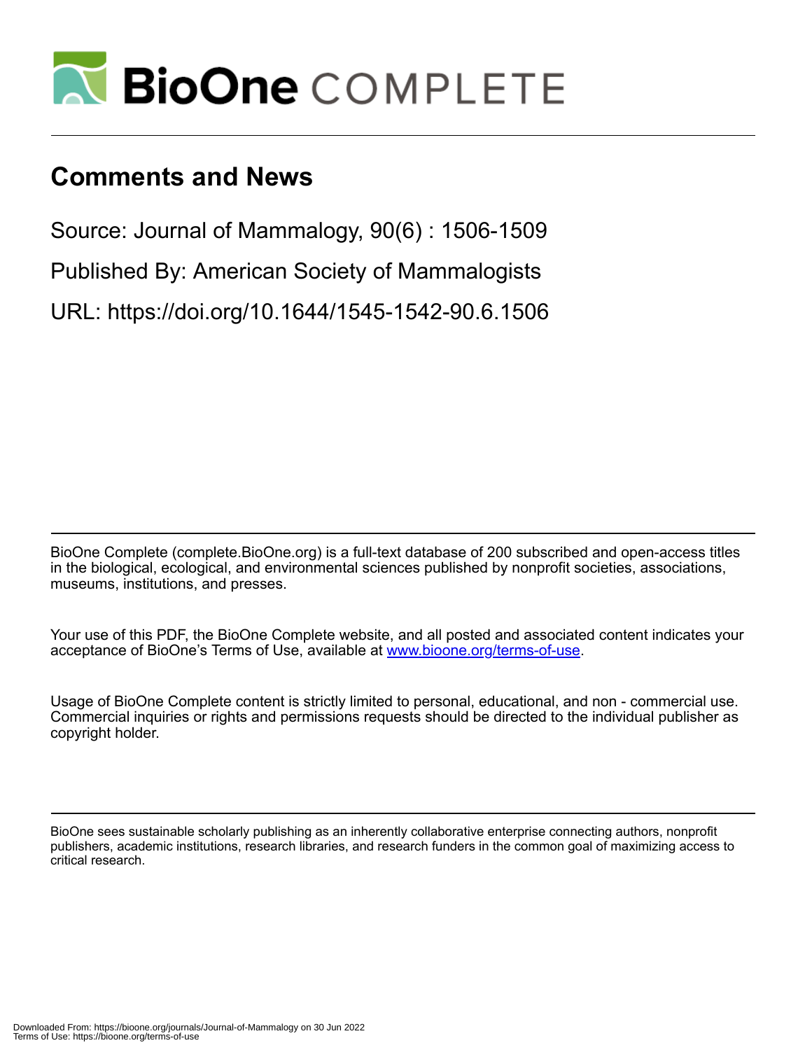# Comments and News

Source: Journal of Mammalogy, 90(6) : 1506-1509

Published By: American Society of Mammalogists

URL: https://doi.org/10.1644/1545-1542-90.6.1506

BioOne Complete (complete.BioOne.org) is a full-text database of 200 subscribed and open-access titles in the biological, ecological, and environmental sciences published by nonprofit societies, associations, museums, institutions, and presses.

Your use of this PDF, the BioOne Complete website, and all posted and associated content indicates your acceptance of BioOne's Terms of Use, available at www.bioone.org/terms-of-use.

Usage of BioOne Complete content is strictly limited to personal, educational, and non - commercial use. Commercial inquiries or rights and permissions requests should be directed to the individual publisher as copyright holder.

BioOne sees sustainable scholarly publishing as an inherently collaborative enterprise connecting authors, nonprofit publishers, academic institutions, research libraries, and research funders in the common goal of maximizing access to critical research.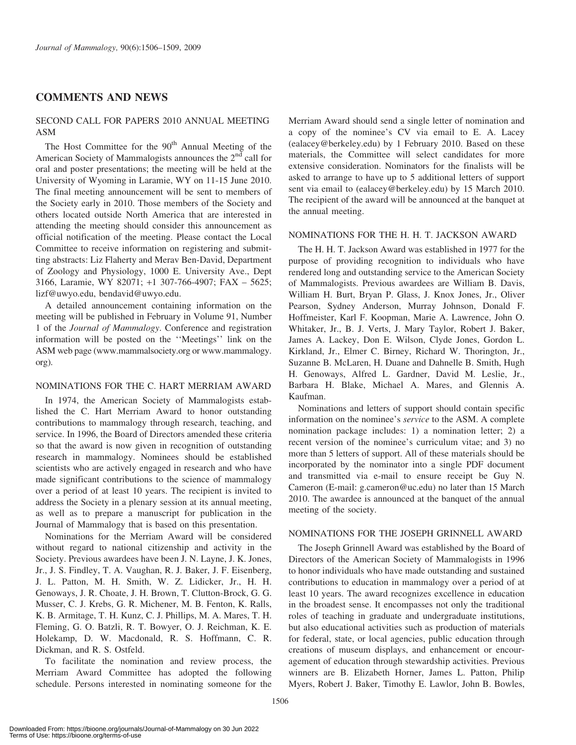## COMMENTS AND NEWS

### SECOND CALL FOR PAPERS 2010 ANNUAL MEETING ASM

The Host Committee for the 90th Annual Meeting of the American Society of Mammalogists announces the 2nd call for oral and poster presentations; the meeting will be held at the University of Wyoming in Laramie, WY on 11-15 June 2010. The final meeting announcement will be sent to members of the Society early in 2010. Those members of the Society and others located outside North America that are interested in attending the meeting should consider this announcement as official notification of the meeting. Please contact the Local Committee to receive information on registering and submitting abstracts: Liz Flaherty and Merav Ben-David, Department of Zoology and Physiology, 1000 E. University Ave., Dept 3166, Laramie, WY 82071; +1 307-766-4907; FAX – 5625; lizf@uwyo.edu, bendavid@uwyo.edu.

A detailed announcement containing information on the meeting will be published in February in Volume 91, Number 1 of the *Journal of Mammalogy*. Conference and registration information will be posted on the ''Meetings'' link on the ASM web page (www.mammalsociety.org or www.mammalogy.org).

### NOMINATIONS FOR THE C. HART MERRIAM AWARD

In 1974, the American Society of Mammalogists established the C. Hart Merriam Award to honor outstanding contributions to mammalogy through research, teaching, and service. In 1996, the Board of Directors amended these criteria so that the award is now given in recognition of outstanding research in mammalogy. Nominees should be established scientists who are actively engaged in research and who have made significant contributions to the science of mammalogy over a period of at least 10 years. The recipient is invited to address the Society in a plenary session at its annual meeting, as well as to prepare a manuscript for publication in the Journal of Mammalogy that is based on this presentation.

Nominations for the Merriam Award will be considered without regard to national citizenship and activity in the Society. Previous awardees have been J. N. Layne, J. K. Jones, Jr., J. S. Findley, T. A. Vaughan, R. J. Baker, J. F. Eisenberg, J. L. Patton, M. H. Smith, W. Z. Lidicker, Jr., H. H. Genoways, J. R. Choate, J. H. Brown, T. Clutton-Brock, G. G. Musser, C. J. Krebs, G. R. Michener, M. B. Fenton, K. Ralls, K. B. Armitage, T. H. Kunz, C. J. Phillips, M. A. Mares, T. H. Fleming, G. O. Batzli, R. T. Bowyer, O. J. Reichman, K. E. Holekamp, D. W. Macdonald, R. S. Hoffmann, C. R. Dickman, and R. S. Ostfeld.

To facilitate the nomination and review process, the Merriam Award Committee has adopted the following schedule. Persons interested in nominating someone for the Merriam Award should send a single letter of nomination and a copy of the nominee's CV via email to E. A. Lacey (ealacey@berkeley.edu) by 1 February 2010. Based on these materials, the Committee will select candidates for more extensive consideration. Nominators for the finalists will be asked to arrange to have up to 5 additional letters of support sent via email to (ealacey@berkeley.edu) by 15 March 2010. The recipient of the award will be announced at the banquet at the annual meeting.

### NOMINATIONS FOR THE H. H. T. JACKSON AWARD

The H. H. T. Jackson Award was established in 1977 for the purpose of providing recognition to individuals who have rendered long and outstanding service to the American Society of Mammalogists. Previous awardees are William B. Davis, William H. Burt, Bryan P. Glass, J. Knox Jones, Jr., Oliver Pearson, Sydney Anderson, Murray Johnson, Donald F. Hoffmeister, Karl F. Koopman, Marie A. Lawrence, John O. Whitaker, Jr., B. J. Verts, J. Mary Taylor, Robert J. Baker, James A. Lackey, Don E. Wilson, Clyde Jones, Gordon L. Kirkland, Jr., Elmer C. Birney, Richard W. Thorington, Jr., Suzanne B. McLaren, H. Duane and Dahnelle B. Smith, Hugh H. Genoways, Alfred L. Gardner, David M. Leslie, Jr., Barbara H. Blake, Michael A. Mares, and Glennis A. Kaufman.

Nominations and letters of support should contain specific information on the nominee's *service* to the ASM. A complete nomination package includes: 1) a nomination letter; 2) a recent version of the nominee's curriculum vitae; and 3) no more than 5 letters of support. All of these materials should be incorporated by the nominator into a single PDF document and transmitted via e-mail to ensure receipt be Guy N. Cameron (E-mail: g.cameron@uc.edu) no later than 15 March 2010. The awardee is announced at the banquet of the annual meeting of the society.

### NOMINATIONS FOR THE JOSEPH GRINNELL AWARD

The Joseph Grinnell Award was established by the Board of Directors of the American Society of Mammalogists in 1996 to honor individuals who have made outstanding and sustained contributions to education in mammalogy over a period of at least 10 years. The award recognizes excellence in education in the broadest sense. It encompasses not only the traditional roles of teaching in graduate and undergraduate institutions, but also educational activities such as production of materials for federal, state, or local agencies, public education through creations of museum displays, and enhancement or encouragement of education through stewardship activities. Previous winners are B. Elizabeth Horner, James L. Patton, Philip Myers, Robert J. Baker, Timothy E. Lawlor, John B. Bowles,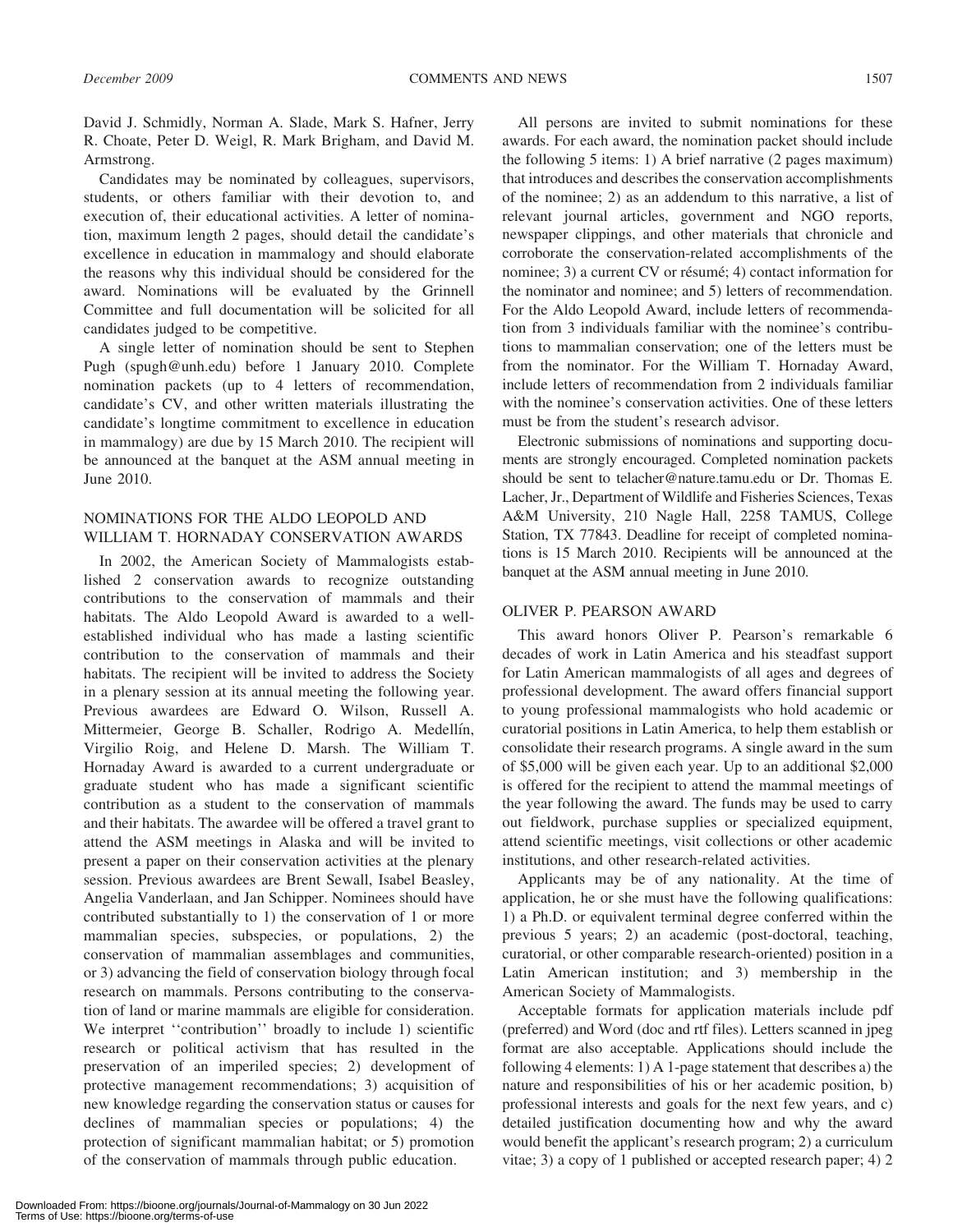David J. Schmidly, Norman A. Slade, Mark S. Hafner, Jerry R. Choate, Peter D. Weigl, R. Mark Brigham, and David M. Armstrong.

Candidates may be nominated by colleagues, supervisors, students, or others familiar with their devotion to, and execution of, their educational activities. A letter of nomination, maximum length 2 pages, should detail the candidate's excellence in education in mammalogy and should elaborate the reasons why this individual should be considered for the award. Nominations will be evaluated by the Grinnell Committee and full documentation will be solicited for all candidates judged to be competitive.

A single letter of nomination should be sent to Stephen Pugh (spugh@unh.edu) before 1 January 2010. Complete nomination packets (up to 4 letters of recommendation, candidate's CV, and other written materials illustrating the candidate's longtime commitment to excellence in education in mammalogy) are due by 15 March 2010. The recipient will be announced at the banquet at the ASM annual meeting in June 2010.

## NOMINATIONS FOR THE ALDO LEOPOLD AND WILLIAM T. HORNADAY CONSERVATION AWARDS

In 2002, the American Society of Mammalogists established 2 conservation awards to recognize outstanding contributions to the conservation of mammals and their habitats. The Aldo Leopold Award is awarded to a well-established individual who has made a lasting scientific contribution to the conservation of mammals and their habitats. The recipient will be invited to address the Society in a plenary session at its annual meeting the following year. Previous awardees are Edward O. Wilson, Russell A. Mittermeier, George B. Schaller, Rodrigo A. Medellín, Virgilio Roig, and Helene D. Marsh. The William T. Hornaday Award is awarded to a current undergraduate or graduate student who has made a significant scientific contribution as a student to the conservation of mammals and their habitats. The awardee will be offered a travel grant to attend the ASM meetings in Alaska and will be invited to present a paper on their conservation activities at the plenary session. Previous awardees are Brent Sewall, Isabel Beasley, Angelia Vanderlaan, and Jan Schipper. Nominees should have contributed substantially to 1) the conservation of 1 or more mammalian species, subspecies, or populations, 2) the conservation of mammalian assemblages and communities, or 3) advancing the field of conservation biology through focal research on mammals. Persons contributing to the conservation of land or marine mammals are eligible for consideration. We interpret ''contribution'' broadly to include 1) scientific research or political activism that has resulted in the preservation of an imperiled species; 2) development of protective management recommendations; 3) acquisition of new knowledge regarding the conservation status or causes for declines of mammalian species or populations; 4) the protection of significant mammalian habitat; or 5) promotion of the conservation of mammals through public education.

All persons are invited to submit nominations for these awards. For each award, the nomination packet should include the following 5 items: 1) A brief narrative (2 pages maximum) that introduces and describes the conservation accomplishments of the nominee; 2) as an addendum to this narrative, a list of relevant journal articles, government and NGO reports, newspaper clippings, and other materials that chronicle and corroborate the conservation-related accomplishments of the nominee; 3) a current CV or résumé; 4) contact information for the nominator and nominee; and 5) letters of recommendation. For the Aldo Leopold Award, include letters of recommendation from 3 individuals familiar with the nominee's contributions to mammalian conservation; one of the letters must be from the nominator. For the William T. Hornaday Award, include letters of recommendation from 2 individuals familiar with the nominee's conservation activities. One of these letters must be from the student's research advisor.

Electronic submissions of nominations and supporting documents are strongly encouraged. Completed nomination packets should be sent to telacher@nature.tamu.edu or Dr. Thomas E. Lacher, Jr., Department of Wildlife and Fisheries Sciences, Texas A&M University, 210 Nagle Hall, 2258 TAMUS, College Station, TX 77843. Deadline for receipt of completed nominations is 15 March 2010. Recipients will be announced at the banquet at the ASM annual meeting in June 2010.

## OLIVER P. PEARSON AWARD

This award honors Oliver P. Pearson's remarkable 6 decades of work in Latin America and his steadfast support for Latin American mammalogists of all ages and degrees of professional development. The award offers financial support to young professional mammalogists who hold academic or curatorial positions in Latin America, to help them establish or consolidate their research programs. A single award in the sum of $5,000 will be given each year. Up to an additional $2,000 is offered for the recipient to attend the mammal meetings of the year following the award. The funds may be used to carry out fieldwork, purchase supplies or specialized equipment, attend scientific meetings, visit collections or other academic institutions, and other research-related activities.

Applicants may be of any nationality. At the time of application, he or she must have the following qualifications: 1) a Ph.D. or equivalent terminal degree conferred within the previous 5 years; 2) an academic (post-doctoral, teaching, curatorial, or other comparable research-oriented) position in a Latin American institution; and 3) membership in the American Society of Mammalogists.

Acceptable formats for application materials include pdf (preferred) and Word (doc and rtf files). Letters scanned in jpeg format are also acceptable. Applications should include the following 4 elements: 1) A 1-page statement that describes a) the nature and responsibilities of his or her academic position, b) professional interests and goals for the next few years, and c) detailed justification documenting how and why the award would benefit the applicant's research program; 2) a curriculum vitae; 3) a copy of 1 published or accepted research paper; 4) 2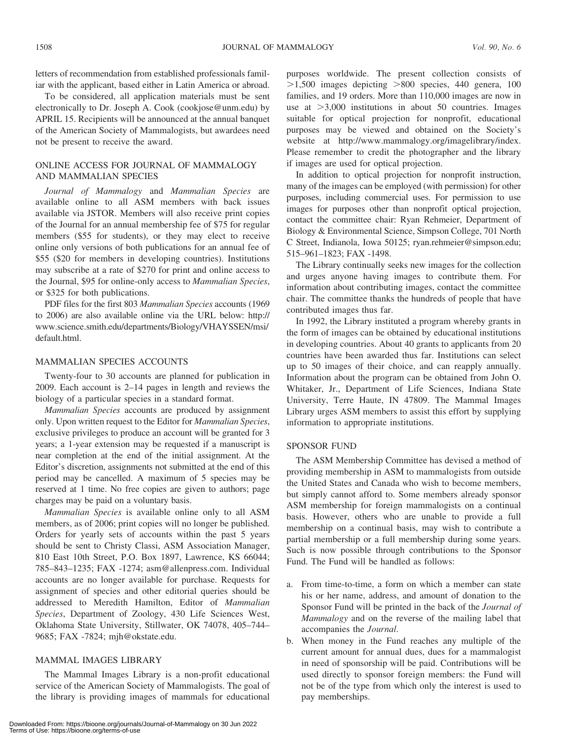letters of recommendation from established professionals familiar with the applicant, based either in Latin America or abroad.

To be considered, all application materials must be sent electronically to Dr. Joseph A. Cook (cookjose@unm.edu) by APRIL 15. Recipients will be announced at the annual banquet of the American Society of Mammalogists, but awardees need not be present to receive the award.

## ONLINE ACCESS FOR JOURNAL OF MAMMALOGY AND MAMMALIAN SPECIES

*Journal of Mammalogy* and *Mammalian Species* are available online to all ASM members with back issues available via JSTOR. Members will also receive print copies of the Journal for an annual membership fee of $75 for regular members ($55 for students), or they may elect to receive online only versions of both publications for an annual fee of $55 ($20 for members in developing countries). Institutions may subscribe at a rate of $270 for print and online access to the Journal, $95 for online-only access to *Mammalian Species*, or $325 for both publications.

PDF files for the first 803 *Mammalian Species* accounts (1969 to 2006) are also available online via the URL below: http://www.science.smith.edu/departments/Biology/VHAYSSEN/msi/default.html.

## MAMMALIAN SPECIES ACCOUNTS

Twenty-four to 30 accounts are planned for publication in 2009. Each account is 2–14 pages in length and reviews the biology of a particular species in a standard format.

*Mammalian Species* accounts are produced by assignment only. Upon written request to the Editor for *Mammalian Species*, exclusive privileges to produce an account will be granted for 3 years; a 1-year extension may be requested if a manuscript is near completion at the end of the initial assignment. At the Editor's discretion, assignments not submitted at the end of this period may be cancelled. A maximum of 5 species may be reserved at 1 time. No free copies are given to authors; page charges may be paid on a voluntary basis.

*Mammalian Species* is available online only to all ASM members, as of 2006; print copies will no longer be published. Orders for yearly sets of accounts within the past 5 years should be sent to Christy Classi, ASM Association Manager, 810 East 10th Street, P.O. Box 1897, Lawrence, KS 66044; 785–843–1235; FAX -1274; asm@allenpress.com. Individual accounts are no longer available for purchase. Requests for assignment of species and other editorial queries should be addressed to Meredith Hamilton, Editor of *Mammalian Species*, Department of Zoology, 430 Life Sciences West, Oklahoma State University, Stillwater, OK 74078, 405–744–9685; FAX -7824; mjh@okstate.edu.

## MAMMAL IMAGES LIBRARY

The Mammal Images Library is a non-profit educational service of the American Society of Mammalogists. The goal of the library is providing images of mammals for educational purposes worldwide. The present collection consists of >1,500 images depicting >800 species, 440 genera, 100 families, and 19 orders. More than 110,000 images are now in use at >3,000 institutions in about 50 countries. Images suitable for optical projection for nonprofit, educational purposes may be viewed and obtained on the Society's website at http://www.mammalogy.org/imagelibrary/index. Please remember to credit the photographer and the library if images are used for optical projection.

In addition to optical projection for nonprofit instruction, many of the images can be employed (with permission) for other purposes, including commercial uses. For permission to use images for purposes other than nonprofit optical projection, contact the committee chair: Ryan Rehmeier, Department of Biology & Environmental Science, Simpson College, 701 North C Street, Indianola, Iowa 50125; ryan.rehmeier@simpson.edu; 515–961–1823; FAX -1498.

The Library continually seeks new images for the collection and urges anyone having images to contribute them. For information about contributing images, contact the committee chair. The committee thanks the hundreds of people that have contributed images thus far.

In 1992, the Library instituted a program whereby grants in the form of images can be obtained by educational institutions in developing countries. About 40 grants to applicants from 20 countries have been awarded thus far. Institutions can select up to 50 images of their choice, and can reapply annually. Information about the program can be obtained from John O. Whitaker, Jr., Department of Life Sciences, Indiana State University, Terre Haute, IN 47809. The Mammal Images Library urges ASM members to assist this effort by supplying information to appropriate institutions.

## SPONSOR FUND

The ASM Membership Committee has devised a method of providing membership in ASM to mammalogists from outside the United States and Canada who wish to become members, but simply cannot afford to. Some members already sponsor ASM membership for foreign mammalogists on a continual basis. However, others who are unable to provide a full membership on a continual basis, may wish to contribute a partial membership or a full membership during some years. Such is now possible through contributions to the Sponsor Fund. The Fund will be handled as follows:

a. From time-to-time, a form on which a member can state his or her name, address, and amount of donation to the Sponsor Fund will be printed in the back of the *Journal of Mammalogy* and on the reverse of the mailing label that accompanies the *Journal*.
b. When money in the Fund reaches any multiple of the current amount for annual dues, dues for a mammalogist in need of sponsorship will be paid. Contributions will be used directly to sponsor foreign members: the Fund will not be of the type from which only the interest is used to pay memberships.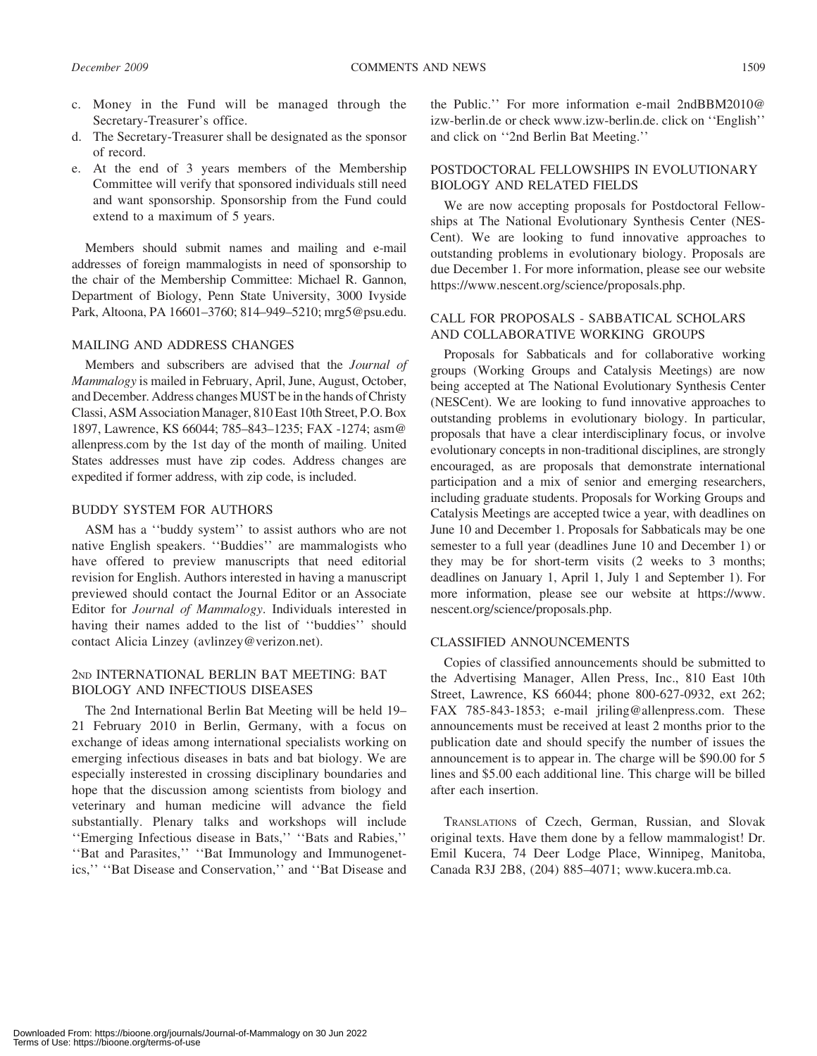c. Money in the Fund will be managed through the Secretary-Treasurer's office.
d. The Secretary-Treasurer shall be designated as the sponsor of record.
e. At the end of 3 years members of the Membership Committee will verify that sponsored individuals still need and want sponsorship. Sponsorship from the Fund could extend to a maximum of 5 years.

Members should submit names and mailing and e-mail addresses of foreign mammalogists in need of sponsorship to the chair of the Membership Committee: Michael R. Gannon, Department of Biology, Penn State University, 3000 Ivyside Park, Altoona, PA 16601–3760; 814–949–5210; mrg5@psu.edu.

## MAILING AND ADDRESS CHANGES

Members and subscribers are advised that the *Journal of Mammalogy* is mailed in February, April, June, August, October, and December. Address changes MUST be in the hands of Christy Classi, ASM Association Manager, 810 East 10th Street, P.O. Box 1897, Lawrence, KS 66044; 785–843–1235; FAX -1274; asm@allenpress.com by the 1st day of the month of mailing. United States addresses must have zip codes. Address changes are expedited if former address, with zip code, is included.

## BUDDY SYSTEM FOR AUTHORS

ASM has a ''buddy system'' to assist authors who are not native English speakers. ''Buddies'' are mammalogists who have offered to preview manuscripts that need editorial revision for English. Authors interested in having a manuscript previewed should contact the Journal Editor or an Associate Editor for *Journal of Mammalogy*. Individuals interested in having their names added to the list of ''buddies'' should contact Alicia Linzey (avlinzey@verizon.net).

## 2ND INTERNATIONAL BERLIN BAT MEETING: BAT BIOLOGY AND INFECTIOUS DISEASES

The 2nd International Berlin Bat Meeting will be held 19–21 February 2010 in Berlin, Germany, with a focus on exchange of ideas among international specialists working on emerging infectious diseases in bats and bat biology. We are especially insterested in crossing disciplinary boundaries and hope that the discussion among scientists from biology and veterinary and human medicine will advance the field substantially. Plenary talks and workshops will include ''Emerging Infectious disease in Bats,'' ''Bats and Rabies,'' ''Bat and Parasites,'' ''Bat Immunology and Immunogenetics,'' ''Bat Disease and Conservation,'' and ''Bat Disease and the Public.'' For more information e-mail 2ndBBM2010@izw-berlin.de or check www.izw-berlin.de. click on ''English'' and click on ''2nd Berlin Bat Meeting.''

## POSTDOCTORAL FELLOWSHIPS IN EVOLUTIONARY BIOLOGY AND RELATED FIELDS

We are now accepting proposals for Postdoctoral Fellowships at The National Evolutionary Synthesis Center (NESCent). We are looking to fund innovative approaches to outstanding problems in evolutionary biology. Proposals are due December 1. For more information, please see our website https://www.nescent.org/science/proposals.php.

## CALL FOR PROPOSALS - SABBATICAL SCHOLARS AND COLLABORATIVE WORKING GROUPS

Proposals for Sabbaticals and for collaborative working groups (Working Groups and Catalysis Meetings) are now being accepted at The National Evolutionary Synthesis Center (NESCent). We are looking to fund innovative approaches to outstanding problems in evolutionary biology. In particular, proposals that have a clear interdisciplinary focus, or involve evolutionary concepts in non-traditional disciplines, are strongly encouraged, as are proposals that demonstrate international participation and a mix of senior and emerging researchers, including graduate students. Proposals for Working Groups and Catalysis Meetings are accepted twice a year, with deadlines on June 10 and December 1. Proposals for Sabbaticals may be one semester to a full year (deadlines June 10 and December 1) or they may be for short-term visits (2 weeks to 3 months; deadlines on January 1, April 1, July 1 and September 1). For more information, please see our website at https://www.nescent.org/science/proposals.php.

## CLASSIFIED ANNOUNCEMENTS

Copies of classified announcements should be submitted to the Advertising Manager, Allen Press, Inc., 810 East 10th Street, Lawrence, KS 66044; phone 800-627-0932, ext 262; FAX 785-843-1853; e-mail jriling@allenpress.com. These announcements must be received at least 2 months prior to the publication date and should specify the number of issues the announcement is to appear in. The charge will be $90.00 for 5 lines and $5.00 each additional line. This charge will be billed after each insertion.

TRANSLATIONS of Czech, German, Russian, and Slovak original texts. Have them done by a fellow mammalogist! Dr. Emil Kucera, 74 Deer Lodge Place, Winnipeg, Manitoba, Canada R3J 2B8, (204) 885–4071; www.kucera.mb.ca.